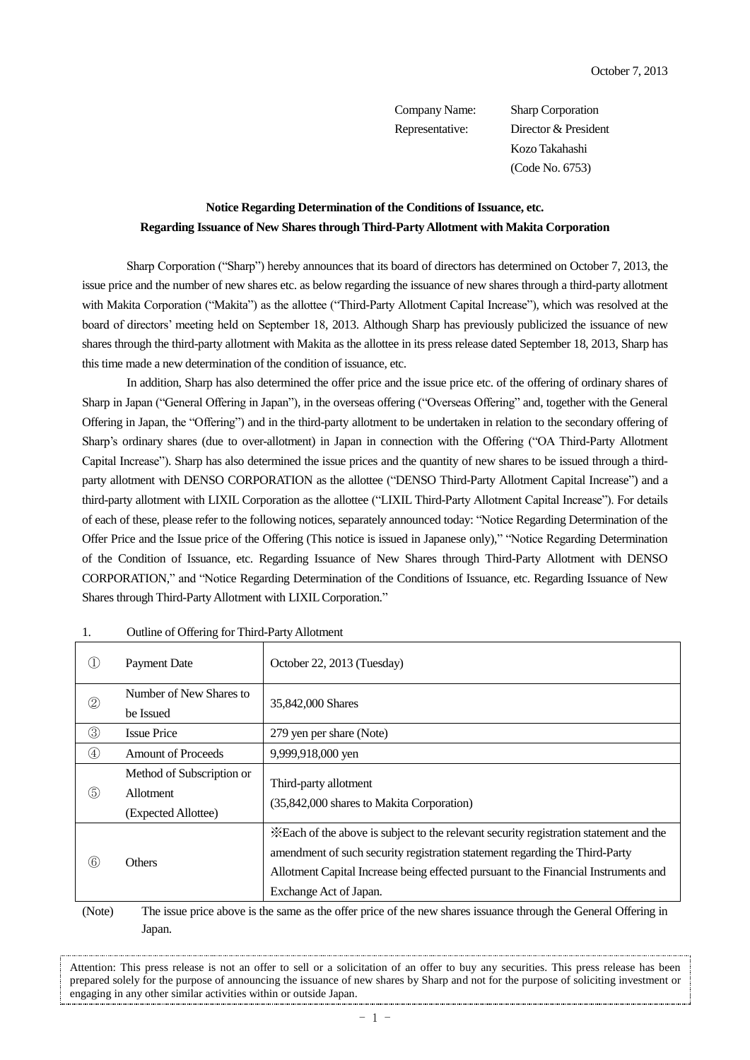October 7, 2013

Company Name: Sharp Corporation
Representative: Director & President
Kozo Takahashi
(Code No. 6753)

**Notice Regarding Determination of the Conditions of Issuance, etc.**
**Regarding Issuance of New Shares through Third-Party Allotment with Makita Corporation**

Sharp Corporation ("Sharp") hereby announces that its board of directors has determined on October 7, 2013, the issue price and the number of new shares etc. as below regarding the issuance of new shares through a third-party allotment with Makita Corporation ("Makita") as the allottee ("Third-Party Allotment Capital Increase"), which was resolved at the board of directors' meeting held on September 18, 2013. Although Sharp has previously publicized the issuance of new shares through the third-party allotment with Makita as the allottee in its press release dated September 18, 2013, Sharp has this time made a new determination of the condition of issuance, etc.

In addition, Sharp has also determined the offer price and the issue price etc. of the offering of ordinary shares of Sharp in Japan ("General Offering in Japan"), in the overseas offering ("Overseas Offering" and, together with the General Offering in Japan, the "Offering") and in the third-party allotment to be undertaken in relation to the secondary offering of Sharp's ordinary shares (due to over-allotment) in Japan in connection with the Offering ("OA Third-Party Allotment Capital Increase"). Sharp has also determined the issue prices and the quantity of new shares to be issued through a third-party allotment with DENSO CORPORATION as the allottee ("DENSO Third-Party Allotment Capital Increase") and a third-party allotment with LIXIL Corporation as the allottee ("LIXIL Third-Party Allotment Capital Increase"). For details of each of these, please refer to the following notices, separately announced today: "Notice Regarding Determination of the Offer Price and the Issue price of the Offering (This notice is issued in Japanese only)," "Notice Regarding Determination of the Condition of Issuance, etc. Regarding Issuance of New Shares through Third-Party Allotment with DENSO CORPORATION," and "Notice Regarding Determination of the Conditions of Issuance, etc. Regarding Issuance of New Shares through Third-Party Allotment with LIXIL Corporation."

1. Outline of Offering for Third-Party Allotment

| | | |
|---|---|---|
| ① | Payment Date | October 22, 2013 (Tuesday) |
| ② | Number of New Shares to be Issued | 35,842,000 Shares |
| ③ | Issue Price | 279 yen per share (Note) |
| ④ | Amount of Proceeds | 9,999,918,000 yen |
| ⑤ | Method of Subscription or Allotment (Expected Allottee) | Third-party allotment (35,842,000 shares to Makita Corporation) |
| ⑥ | Others | ※Each of the above is subject to the relevant security registration statement and the amendment of such security registration statement regarding the Third-Party Allotment Capital Increase being effected pursuant to the Financial Instruments and Exchange Act of Japan. |

(Note) The issue price above is the same as the offer price of the new shares issuance through the General Offering in Japan.

Attention: This press release is not an offer to sell or a solicitation of an offer to buy any securities. This press release has been prepared solely for the purpose of announcing the issuance of new shares by Sharp and not for the purpose of soliciting investment or engaging in any other similar activities within or outside Japan.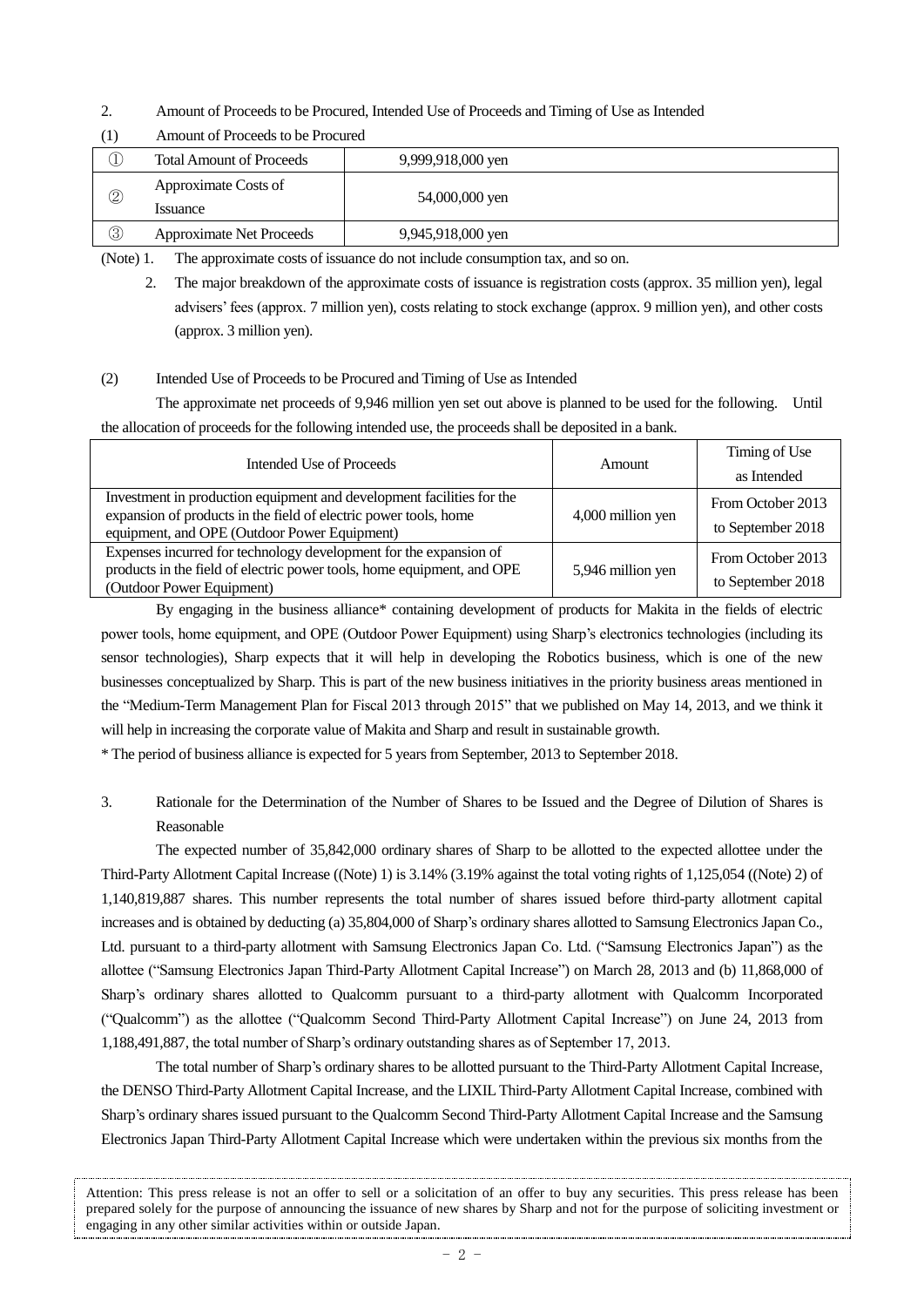2. Amount of Proceeds to be Procured, Intended Use of Proceeds and Timing of Use as Intended

(1) Amount of Proceeds to be Procured

| | | |
|---|---|---|
| ① | Total Amount of Proceeds | 9,999,918,000 yen |
| ② | Approximate Costs of Issuance | 54,000,000 yen |
| ③ | Approximate Net Proceeds | 9,945,918,000 yen |

(Note) 1. The approximate costs of issuance do not include consumption tax, and so on.

2. The major breakdown of the approximate costs of issuance is registration costs (approx. 35 million yen), legal advisers' fees (approx. 7 million yen), costs relating to stock exchange (approx. 9 million yen), and other costs (approx. 3 million yen).

(2) Intended Use of Proceeds to be Procured and Timing of Use as Intended

The approximate net proceeds of 9,946 million yen set out above is planned to be used for the following. Until the allocation of proceeds for the following intended use, the proceeds shall be deposited in a bank.

| Intended Use of Proceeds | Amount | Timing of Use as Intended |
|---|---|---|
| Investment in production equipment and development facilities for the expansion of products in the field of electric power tools, home equipment, and OPE (Outdoor Power Equipment) | 4,000 million yen | From October 2013 to September 2018 |
| Expenses incurred for technology development for the expansion of products in the field of electric power tools, home equipment, and OPE (Outdoor Power Equipment) | 5,946 million yen | From October 2013 to September 2018 |

By engaging in the business alliance* containing development of products for Makita in the fields of electric power tools, home equipment, and OPE (Outdoor Power Equipment) using Sharp's electronics technologies (including its sensor technologies), Sharp expects that it will help in developing the Robotics business, which is one of the new businesses conceptualized by Sharp. This is part of the new business initiatives in the priority business areas mentioned in the "Medium-Term Management Plan for Fiscal 2013 through 2015" that we published on May 14, 2013, and we think it will help in increasing the corporate value of Makita and Sharp and result in sustainable growth.

* The period of business alliance is expected for 5 years from September, 2013 to September 2018.

3. Rationale for the Determination of the Number of Shares to be Issued and the Degree of Dilution of Shares is Reasonable

The expected number of 35,842,000 ordinary shares of Sharp to be allotted to the expected allottee under the Third-Party Allotment Capital Increase ((Note) 1) is 3.14% (3.19% against the total voting rights of 1,125,054 ((Note) 2) of 1,140,819,887 shares. This number represents the total number of shares issued before third-party allotment capital increases and is obtained by deducting (a) 35,804,000 of Sharp's ordinary shares allotted to Samsung Electronics Japan Co., Ltd. pursuant to a third-party allotment with Samsung Electronics Japan Co. Ltd. ("Samsung Electronics Japan") as the allottee ("Samsung Electronics Japan Third-Party Allotment Capital Increase") on March 28, 2013 and (b) 11,868,000 of Sharp's ordinary shares allotted to Qualcomm pursuant to a third-party allotment with Qualcomm Incorporated ("Qualcomm") as the allottee ("Qualcomm Second Third-Party Allotment Capital Increase") on June 24, 2013 from 1,188,491,887, the total number of Sharp's ordinary outstanding shares as of September 17, 2013.

The total number of Sharp's ordinary shares to be allotted pursuant to the Third-Party Allotment Capital Increase, the DENSO Third-Party Allotment Capital Increase, and the LIXIL Third-Party Allotment Capital Increase, combined with Sharp's ordinary shares issued pursuant to the Qualcomm Second Third-Party Allotment Capital Increase and the Samsung Electronics Japan Third-Party Allotment Capital Increase which were undertaken within the previous six months from the

Attention: This press release is not an offer to sell or a solicitation of an offer to buy any securities. This press release has been prepared solely for the purpose of announcing the issuance of new shares by Sharp and not for the purpose of soliciting investment or engaging in any other similar activities within or outside Japan.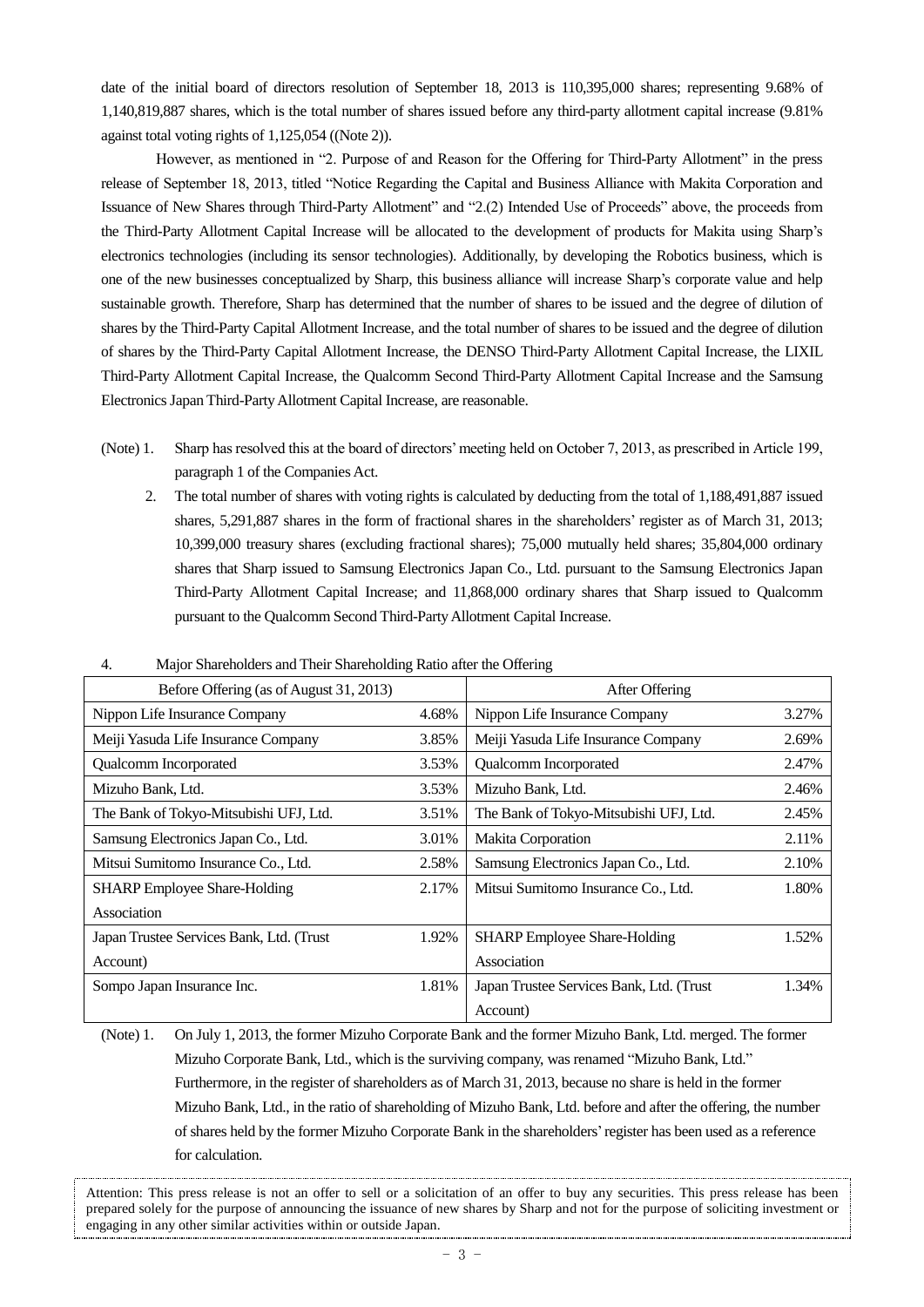date of the initial board of directors resolution of September 18, 2013 is 110,395,000 shares; representing 9.68% of 1,140,819,887 shares, which is the total number of shares issued before any third-party allotment capital increase (9.81% against total voting rights of 1,125,054 ((Note 2)).

However, as mentioned in "2. Purpose of and Reason for the Offering for Third-Party Allotment" in the press release of September 18, 2013, titled "Notice Regarding the Capital and Business Alliance with Makita Corporation and Issuance of New Shares through Third-Party Allotment" and "2.(2) Intended Use of Proceeds" above, the proceeds from the Third-Party Allotment Capital Increase will be allocated to the development of products for Makita using Sharp's electronics technologies (including its sensor technologies). Additionally, by developing the Robotics business, which is one of the new businesses conceptualized by Sharp, this business alliance will increase Sharp's corporate value and help sustainable growth. Therefore, Sharp has determined that the number of shares to be issued and the degree of dilution of shares by the Third-Party Capital Allotment Increase, and the total number of shares to be issued and the degree of dilution of shares by the Third-Party Capital Allotment Increase, the DENSO Third-Party Allotment Capital Increase, the LIXIL Third-Party Allotment Capital Increase, the Qualcomm Second Third-Party Allotment Capital Increase and the Samsung Electronics Japan Third-Party Allotment Capital Increase, are reasonable.

(Note) 1. Sharp has resolved this at the board of directors' meeting held on October 7, 2013, as prescribed in Article 199, paragraph 1 of the Companies Act.

2. The total number of shares with voting rights is calculated by deducting from the total of 1,188,491,887 issued shares, 5,291,887 shares in the form of fractional shares in the shareholders' register as of March 31, 2013; 10,399,000 treasury shares (excluding fractional shares); 75,000 mutually held shares; 35,804,000 ordinary shares that Sharp issued to Samsung Electronics Japan Co., Ltd. pursuant to the Samsung Electronics Japan Third-Party Allotment Capital Increase; and 11,868,000 ordinary shares that Sharp issued to Qualcomm pursuant to the Qualcomm Second Third-Party Allotment Capital Increase.

4. Major Shareholders and Their Shareholding Ratio after the Offering

| Before Offering (as of August 31, 2013) | | After Offering | |
|---|---|---|---|
| Nippon Life Insurance Company | 4.68% | Nippon Life Insurance Company | 3.27% |
| Meiji Yasuda Life Insurance Company | 3.85% | Meiji Yasuda Life Insurance Company | 2.69% |
| Qualcomm Incorporated | 3.53% | Qualcomm Incorporated | 2.47% |
| Mizuho Bank, Ltd. | 3.53% | Mizuho Bank, Ltd. | 2.46% |
| The Bank of Tokyo-Mitsubishi UFJ, Ltd. | 3.51% | The Bank of Tokyo-Mitsubishi UFJ, Ltd. | 2.45% |
| Samsung Electronics Japan Co., Ltd. | 3.01% | Makita Corporation | 2.11% |
| Mitsui Sumitomo Insurance Co., Ltd. | 2.58% | Samsung Electronics Japan Co., Ltd. | 2.10% |
| SHARP Employee Share-Holding Association | 2.17% | Mitsui Sumitomo Insurance Co., Ltd. | 1.80% |
| Japan Trustee Services Bank, Ltd. (Trust Account) | 1.92% | SHARP Employee Share-Holding Association | 1.52% |
| Sompo Japan Insurance Inc. | 1.81% | Japan Trustee Services Bank, Ltd. (Trust Account) | 1.34% |

(Note) 1. On July 1, 2013, the former Mizuho Corporate Bank and the former Mizuho Bank, Ltd. merged. The former Mizuho Corporate Bank, Ltd., which is the surviving company, was renamed "Mizuho Bank, Ltd." Furthermore, in the register of shareholders as of March 31, 2013, because no share is held in the former Mizuho Bank, Ltd., in the ratio of shareholding of Mizuho Bank, Ltd. before and after the offering, the number of shares held by the former Mizuho Corporate Bank in the shareholders' register has been used as a reference for calculation.

Attention: This press release is not an offer to sell or a solicitation of an offer to buy any securities. This press release has been prepared solely for the purpose of announcing the issuance of new shares by Sharp and not for the purpose of soliciting investment or engaging in any other similar activities within or outside Japan.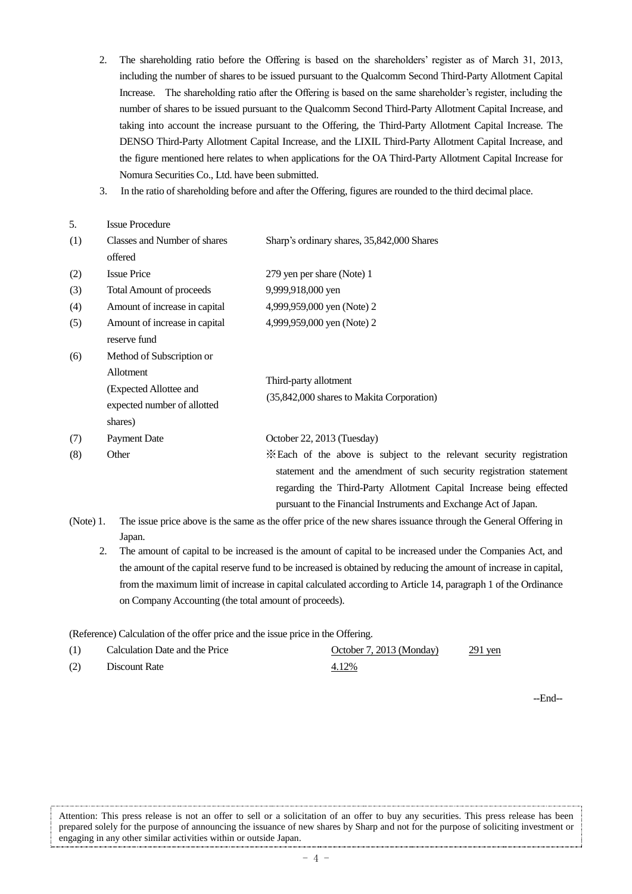2. The shareholding ratio before the Offering is based on the shareholders' register as of March 31, 2013, including the number of shares to be issued pursuant to the Qualcomm Second Third-Party Allotment Capital Increase. The shareholding ratio after the Offering is based on the same shareholder's register, including the number of shares to be issued pursuant to the Qualcomm Second Third-Party Allotment Capital Increase, and taking into account the increase pursuant to the Offering, the Third-Party Allotment Capital Increase. The DENSO Third-Party Allotment Capital Increase, and the LIXIL Third-Party Allotment Capital Increase, and the figure mentioned here relates to when applications for the OA Third-Party Allotment Capital Increase for Nomura Securities Co., Ltd. have been submitted.
3. In the ratio of shareholding before and after the Offering, figures are rounded to the third decimal place.

5. Issue Procedure

| | | |
|---|---|---|
| (1) | Classes and Number of shares offered | Sharp's ordinary shares, 35,842,000 Shares |
| (2) | Issue Price | 279 yen per share (Note) 1 |
| (3) | Total Amount of proceeds | 9,999,918,000 yen |
| (4) | Amount of increase in capital | 4,999,959,000 yen (Note) 2 |
| (5) | Amount of increase in capital reserve fund | 4,999,959,000 yen (Note) 2 |
| (6) | Method of Subscription or Allotment (Expected Allottee and expected number of allotted shares) | Third-party allotment (35,842,000 shares to Makita Corporation) |
| (7) | Payment Date | October 22, 2013 (Tuesday) |
| (8) | Other | ※Each of the above is subject to the relevant security registration statement and the amendment of such security registration statement regarding the Third-Party Allotment Capital Increase being effected pursuant to the Financial Instruments and Exchange Act of Japan. |

(Note) 1. The issue price above is the same as the offer price of the new shares issuance through the General Offering in Japan.

2. The amount of capital to be increased is the amount of capital to be increased under the Companies Act, and the amount of the capital reserve fund to be increased is obtained by reducing the amount of increase in capital, from the maximum limit of increase in capital calculated according to Article 14, paragraph 1 of the Ordinance on Company Accounting (the total amount of proceeds).

(Reference) Calculation of the offer price and the issue price in the Offering.

| | | | |
|---|---|---|---|
| (1) | Calculation Date and the Price | October 7, 2013 (Monday) | 291 yen |
| (2) | Discount Rate | 4.12% | |

--End--

Attention: This press release is not an offer to sell or a solicitation of an offer to buy any securities. This press release has been prepared solely for the purpose of announcing the issuance of new shares by Sharp and not for the purpose of soliciting investment or engaging in any other similar activities within or outside Japan.